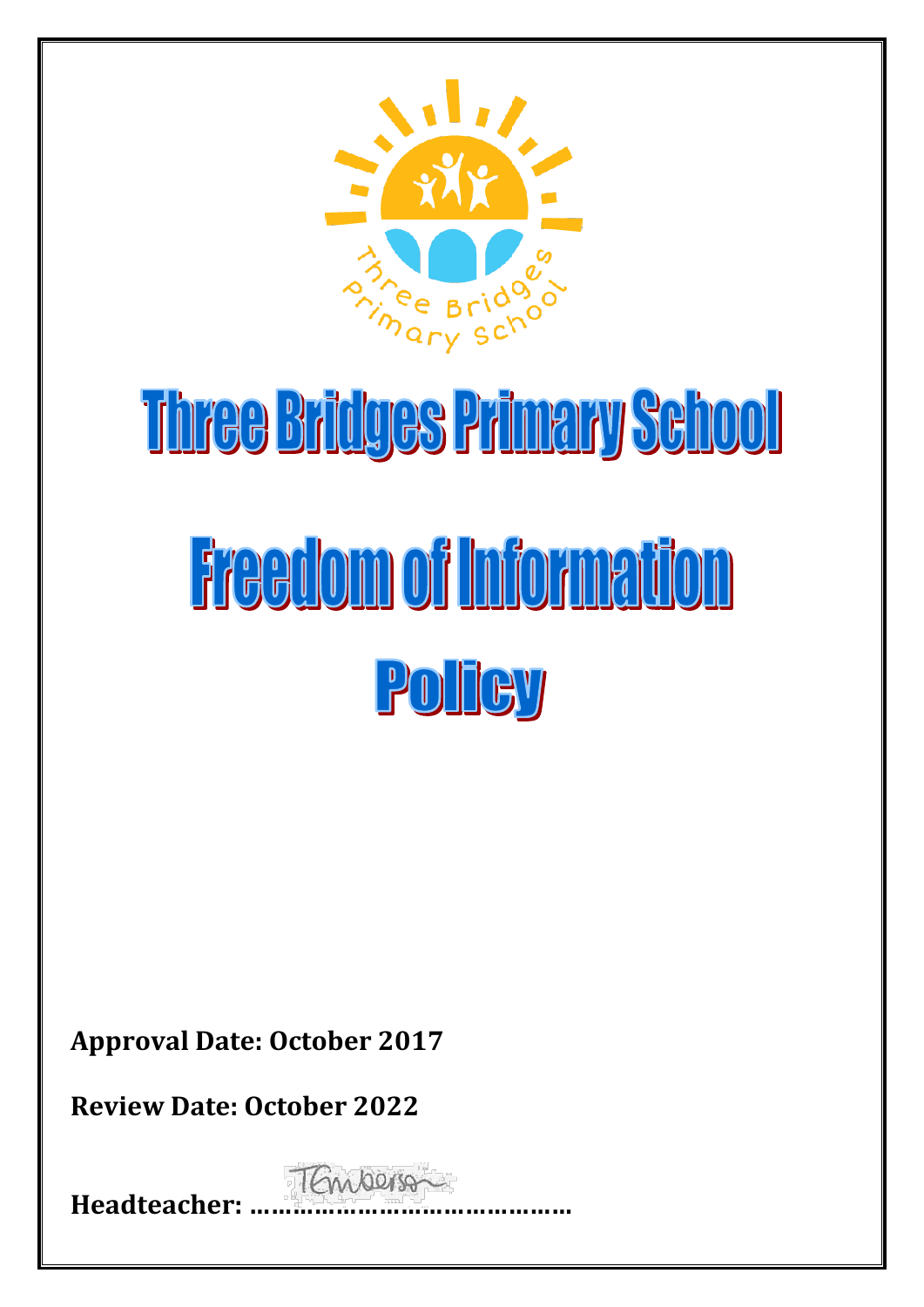# Three Bridges Primary School

# Freedom of Information Policy

**Approval Date: October 2017**

**Review Date: October 2022**

**Headteacher: ……………………………………**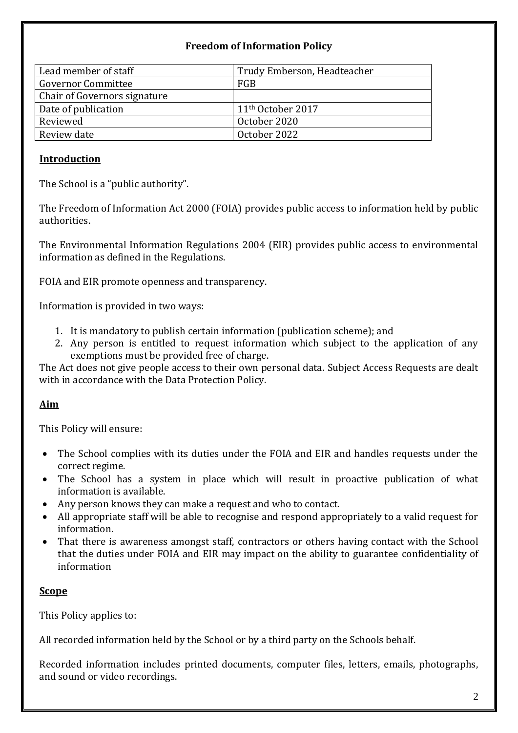## Freedom of Information Policy

| Lead member of staff | Trudy Emberson, Headteacher |
|---|---|
| Governor Committee | FGB |
| Chair of Governors signature | |
| Date of publication | 11th October 2017 |
| Reviewed | October 2020 |
| Review date | October 2022 |

### Introduction

The School is a "public authority".

The Freedom of Information Act 2000 (FOIA) provides public access to information held by public authorities.

The Environmental Information Regulations 2004 (EIR) provides public access to environmental information as defined in the Regulations.

FOIA and EIR promote openness and transparency.

Information is provided in two ways:

1. It is mandatory to publish certain information (publication scheme); and
2. Any person is entitled to request information which subject to the application of any exemptions must be provided free of charge.

The Act does not give people access to their own personal data. Subject Access Requests are dealt with in accordance with the Data Protection Policy.

### Aim

This Policy will ensure:

- The School complies with its duties under the FOIA and EIR and handles requests under the correct regime.
- The School has a system in place which will result in proactive publication of what information is available.
- Any person knows they can make a request and who to contact.
- All appropriate staff will be able to recognise and respond appropriately to a valid request for information.
- That there is awareness amongst staff, contractors or others having contact with the School that the duties under FOIA and EIR may impact on the ability to guarantee confidentiality of information

### Scope

This Policy applies to:

All recorded information held by the School or by a third party on the Schools behalf.

Recorded information includes printed documents, computer files, letters, emails, photographs, and sound or video recordings.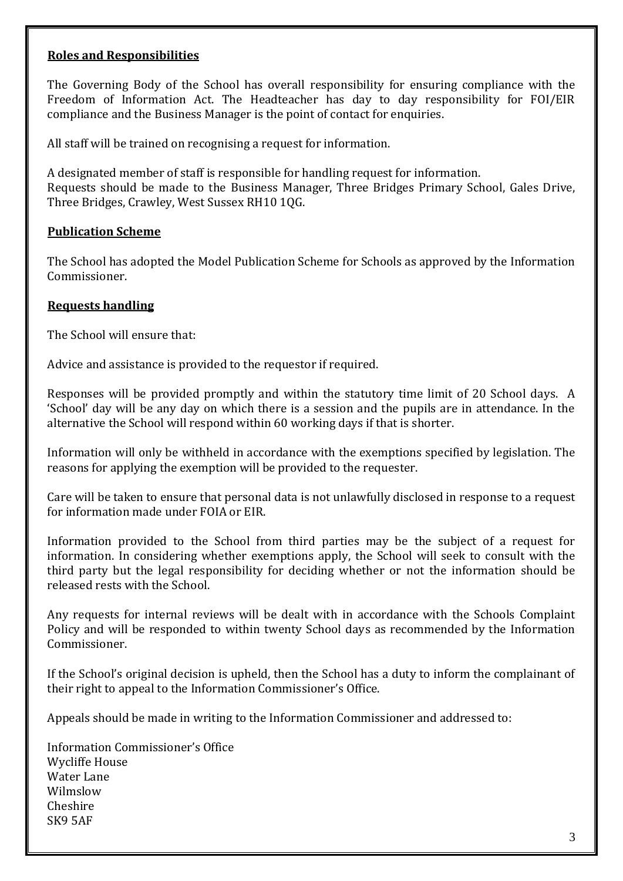**Roles and Responsibilities**

The Governing Body of the School has overall responsibility for ensuring compliance with the Freedom of Information Act. The Headteacher has day to day responsibility for FOI/EIR compliance and the Business Manager is the point of contact for enquiries.

All staff will be trained on recognising a request for information.

A designated member of staff is responsible for handling request for information.
Requests should be made to the Business Manager, Three Bridges Primary School, Gales Drive, Three Bridges, Crawley, West Sussex RH10 1QG.

**Publication Scheme**

The School has adopted the Model Publication Scheme for Schools as approved by the Information Commissioner.

**Requests handling**

The School will ensure that:

Advice and assistance is provided to the requestor if required.

Responses will be provided promptly and within the statutory time limit of 20 School days. A 'School' day will be any day on which there is a session and the pupils are in attendance. In the alternative the School will respond within 60 working days if that is shorter.

Information will only be withheld in accordance with the exemptions specified by legislation. The reasons for applying the exemption will be provided to the requester.

Care will be taken to ensure that personal data is not unlawfully disclosed in response to a request for information made under FOIA or EIR.

Information provided to the School from third parties may be the subject of a request for information. In considering whether exemptions apply, the School will seek to consult with the third party but the legal responsibility for deciding whether or not the information should be released rests with the School.

Any requests for internal reviews will be dealt with in accordance with the Schools Complaint Policy and will be responded to within twenty School days as recommended by the Information Commissioner.

If the School's original decision is upheld, then the School has a duty to inform the complainant of their right to appeal to the Information Commissioner's Office.

Appeals should be made in writing to the Information Commissioner and addressed to:

Information Commissioner's Office
Wycliffe House
Water Lane
Wilmslow
Cheshire
SK9 5AF